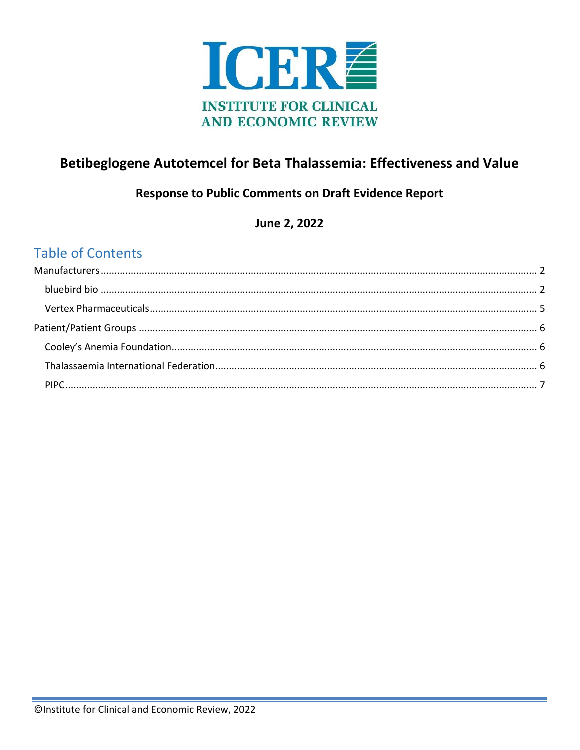INSTITUTE FOR CLINICAL AND ECONOMIC REVIEW

# Betibeglogene Autotemcel for Beta Thalassemia: Effectiveness and Value

### Response to Public Comments on Draft Evidence Report

**June 2, 2022**

## Table of Contents

Manufacturers ........ 2
- bluebird bio ........ 2
- Vertex Pharmaceuticals ........ 5

Patient/Patient Groups ........ 6
- Cooley's Anemia Foundation ........ 6
- Thalassaemia International Federation ........ 6
- PIPC ........ 7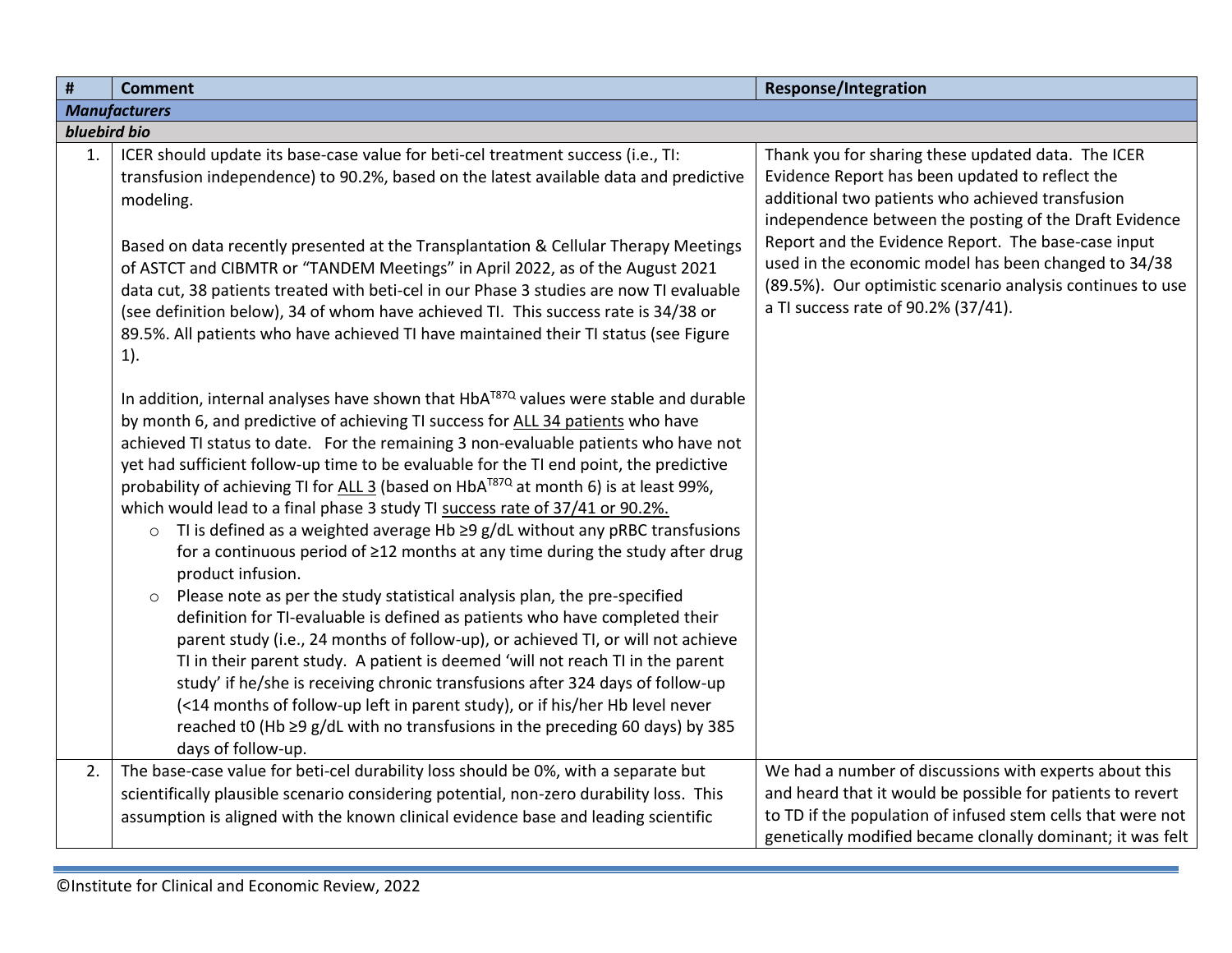| # | Comment | Response/Integration |
|---|---|---|
| ***Manufacturers*** | | |
| ***bluebird bio*** | | |
| 1. | ICER should update its base-case value for beti-cel treatment success (i.e., TI: transfusion independence) to 90.2%, based on the latest available data and predictive modeling.<br><br>Based on data recently presented at the Transplantation & Cellular Therapy Meetings of ASTCT and CIBMTR or "TANDEM Meetings" in April 2022, as of the August 2021 data cut, 38 patients treated with beti-cel in our Phase 3 studies are now TI evaluable (see definition below), 34 of whom have achieved TI. This success rate is 34/38 or 89.5%. All patients who have achieved TI have maintained their TI status (see Figure 1).<br><br>In addition, internal analyses have shown that $HbA^{T87Q}$ values were stable and durable by month 6, and predictive of achieving TI success for ALL 34 patients who have achieved TI status to date. For the remaining 3 non-evaluable patients who have not yet had sufficient follow-up time to be evaluable for the TI end point, the predictive probability of achieving TI for ALL 3 (based on $HbA^{T87Q}$ at month 6) is at least 99%, which would lead to a final phase 3 study TI success rate of 37/41 or 90.2%.<br>○ TI is defined as a weighted average Hb ≥9 g/dL without any pRBC transfusions for a continuous period of ≥12 months at any time during the study after drug product infusion.<br>○ Please note as per the study statistical analysis plan, the pre-specified definition for TI-evaluable is defined as patients who have completed their parent study (i.e., 24 months of follow-up), or achieved TI, or will not achieve TI in their parent study. A patient is deemed 'will not reach TI in the parent study' if he/she is receiving chronic transfusions after 324 days of follow-up (<14 months of follow-up left in parent study), or if his/her Hb level never reached t0 (Hb ≥9 g/dL with no transfusions in the preceding 60 days) by 385 days of follow-up. | Thank you for sharing these updated data. The ICER Evidence Report has been updated to reflect the additional two patients who achieved transfusion independence between the posting of the Draft Evidence Report and the Evidence Report. The base-case input used in the economic model has been changed to 34/38 (89.5%). Our optimistic scenario analysis continues to use a TI success rate of 90.2% (37/41). |
| 2. | The base-case value for beti-cel durability loss should be 0%, with a separate but scientifically plausible scenario considering potential, non-zero durability loss. This assumption is aligned with the known clinical evidence base and leading scientific | We had a number of discussions with experts about this and heard that it would be possible for patients to revert to TD if the population of infused stem cells that were not genetically modified became clonally dominant; it was felt |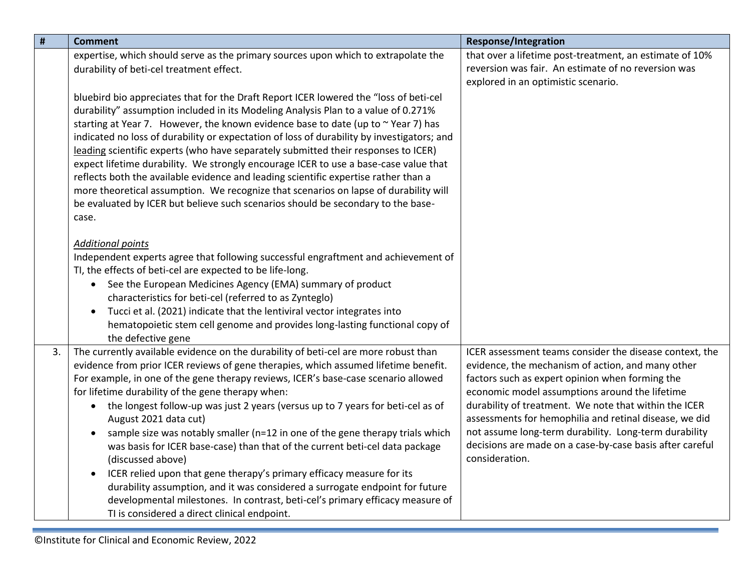| # | Comment | Response/Integration |
|---|---|---|
| | expertise, which should serve as the primary sources upon which to extrapolate the durability of beti-cel treatment effect.<br><br>bluebird bio appreciates that for the Draft Report ICER lowered the "loss of beti-cel durability" assumption included in its Modeling Analysis Plan to a value of 0.271% starting at Year 7. However, the known evidence base to date (up to ~ Year 7) has indicated no loss of durability or expectation of loss of durability by investigators; and leading scientific experts (who have separately submitted their responses to ICER) expect lifetime durability. We strongly encourage ICER to use a base-case value that reflects both the available evidence and leading scientific expertise rather than a more theoretical assumption. We recognize that scenarios on lapse of durability will be evaluated by ICER but believe such scenarios should be secondary to the base-case.<br><br>*Additional points*<br>Independent experts agree that following successful engraftment and achievement of TI, the effects of beti-cel are expected to be life-long.<br>• See the European Medicines Agency (EMA) summary of product characteristics for beti-cel (referred to as Zynteglo)<br>• Tucci et al. (2021) indicate that the lentiviral vector integrates into hematopoietic stem cell genome and provides long-lasting functional copy of the defective gene | that over a lifetime post-treatment, an estimate of 10% reversion was fair. An estimate of no reversion was explored in an optimistic scenario. |
| 3. | The currently available evidence on the durability of beti-cel are more robust than evidence from prior ICER reviews of gene therapies, which assumed lifetime benefit. For example, in one of the gene therapy reviews, ICER's base-case scenario allowed for lifetime durability of the gene therapy when:<br>• the longest follow-up was just 2 years (versus up to 7 years for beti-cel as of August 2021 data cut)<br>• sample size was notably smaller (n=12 in one of the gene therapy trials which was basis for ICER base-case) than that of the current beti-cel data package (discussed above)<br>• ICER relied upon that gene therapy's primary efficacy measure for its durability assumption, and it was considered a surrogate endpoint for future developmental milestones. In contrast, beti-cel's primary efficacy measure of TI is considered a direct clinical endpoint. | ICER assessment teams consider the disease context, the evidence, the mechanism of action, and many other factors such as expert opinion when forming the economic model assumptions around the lifetime durability of treatment. We note that within the ICER assessments for hemophilia and retinal disease, we did not assume long-term durability. Long-term durability decisions are made on a case-by-case basis after careful consideration. |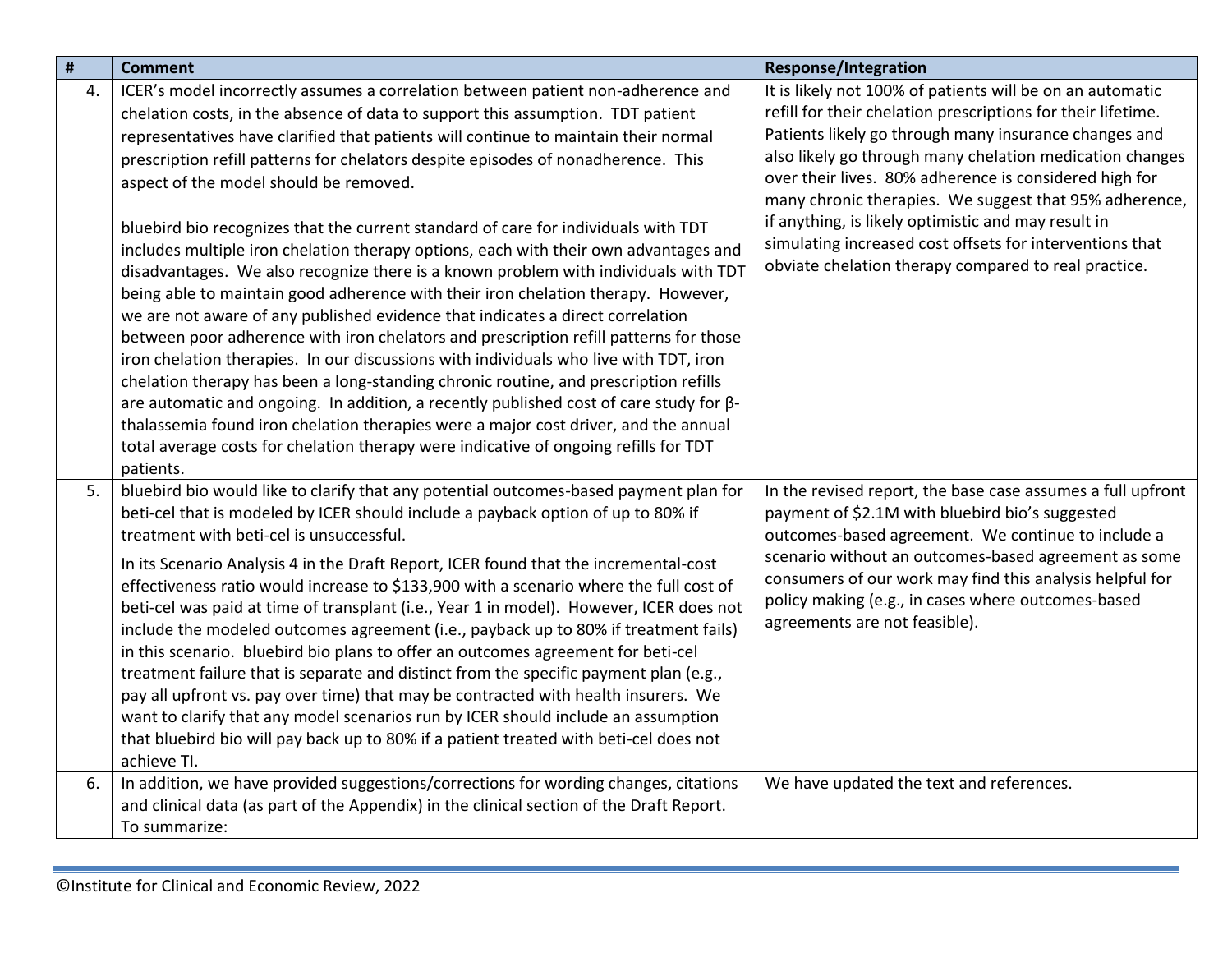| # | Comment | Response/Integration |
|---|---|---|
| 4. | ICER's model incorrectly assumes a correlation between patient non-adherence and chelation costs, in the absence of data to support this assumption. TDT patient representatives have clarified that patients will continue to maintain their normal prescription refill patterns for chelators despite episodes of nonadherence. This aspect of the model should be removed.<br><br>bluebird bio recognizes that the current standard of care for individuals with TDT includes multiple iron chelation therapy options, each with their own advantages and disadvantages. We also recognize there is a known problem with individuals with TDT being able to maintain good adherence with their iron chelation therapy. However, we are not aware of any published evidence that indicates a direct correlation between poor adherence with iron chelators and prescription refill patterns for those iron chelation therapies. In our discussions with individuals who live with TDT, iron chelation therapy has been a long-standing chronic routine, and prescription refills are automatic and ongoing. In addition, a recently published cost of care study for β-thalassemia found iron chelation therapies were a major cost driver, and the annual total average costs for chelation therapy were indicative of ongoing refills for TDT patients. | It is likely not 100% of patients will be on an automatic refill for their chelation prescriptions for their lifetime. Patients likely go through many insurance changes and also likely go through many chelation medication changes over their lives. 80% adherence is considered high for many chronic therapies. We suggest that 95% adherence, if anything, is likely optimistic and may result in simulating increased cost offsets for interventions that obviate chelation therapy compared to real practice. |
| 5. | bluebird bio would like to clarify that any potential outcomes-based payment plan for beti-cel that is modeled by ICER should include a payback option of up to 80% if treatment with beti-cel is unsuccessful.<br><br>In its Scenario Analysis 4 in the Draft Report, ICER found that the incremental-cost effectiveness ratio would increase to $133,900 with a scenario where the full cost of beti-cel was paid at time of transplant (i.e., Year 1 in model). However, ICER does not include the modeled outcomes agreement (i.e., payback up to 80% if treatment fails) in this scenario. bluebird bio plans to offer an outcomes agreement for beti-cel treatment failure that is separate and distinct from the specific payment plan (e.g., pay all upfront vs. pay over time) that may be contracted with health insurers. We want to clarify that any model scenarios run by ICER should include an assumption that bluebird bio will pay back up to 80% if a patient treated with beti-cel does not achieve TI. | In the revised report, the base case assumes a full upfront payment of $2.1M with bluebird bio's suggested outcomes-based agreement. We continue to include a scenario without an outcomes-based agreement as some consumers of our work may find this analysis helpful for policy making (e.g., in cases where outcomes-based agreements are not feasible). |
| 6. | In addition, we have provided suggestions/corrections for wording changes, citations and clinical data (as part of the Appendix) in the clinical section of the Draft Report. To summarize: | We have updated the text and references. |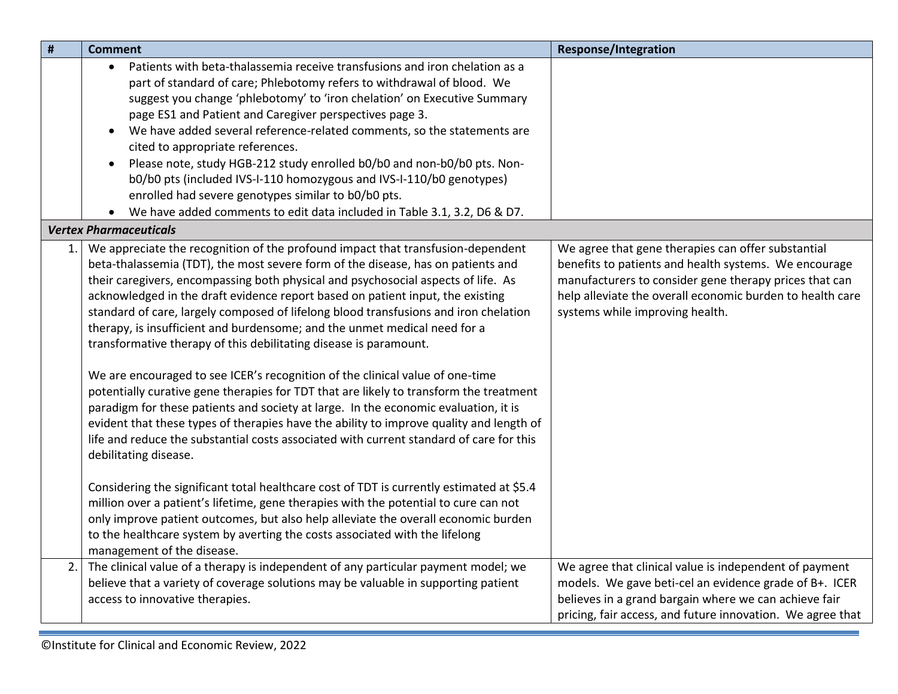| # | Comment | Response/Integration |
|---|---|---|
| | • Patients with beta-thalassemia receive transfusions and iron chelation as a part of standard of care; Phlebotomy refers to withdrawal of blood. We suggest you change 'phlebotomy' to 'iron chelation' on Executive Summary page ES1 and Patient and Caregiver perspectives page 3.<br>• We have added several reference-related comments, so the statements are cited to appropriate references.<br>• Please note, study HGB-212 study enrolled b0/b0 and non-b0/b0 pts. Non-b0/b0 pts (included IVS-I-110 homozygous and IVS-I-110/b0 genotypes) enrolled had severe genotypes similar to b0/b0 pts.<br>• We have added comments to edit data included in Table 3.1, 3.2, D6 & D7. | |
| ***Vertex Pharmaceuticals*** | | |
| 1. | We appreciate the recognition of the profound impact that transfusion-dependent beta-thalassemia (TDT), the most severe form of the disease, has on patients and their caregivers, encompassing both physical and psychosocial aspects of life. As acknowledged in the draft evidence report based on patient input, the existing standard of care, largely composed of lifelong blood transfusions and iron chelation therapy, is insufficient and burdensome; and the unmet medical need for a transformative therapy of this debilitating disease is paramount.<br><br>We are encouraged to see ICER's recognition of the clinical value of one-time potentially curative gene therapies for TDT that are likely to transform the treatment paradigm for these patients and society at large. In the economic evaluation, it is evident that these types of therapies have the ability to improve quality and length of life and reduce the substantial costs associated with current standard of care for this debilitating disease.<br><br>Considering the significant total healthcare cost of TDT is currently estimated at $5.4 million over a patient's lifetime, gene therapies with the potential to cure can not only improve patient outcomes, but also help alleviate the overall economic burden to the healthcare system by averting the costs associated with the lifelong management of the disease. | We agree that gene therapies can offer substantial benefits to patients and health systems. We encourage manufacturers to consider gene therapy prices that can help alleviate the overall economic burden to health care systems while improving health. |
| 2. | The clinical value of a therapy is independent of any particular payment model; we believe that a variety of coverage solutions may be valuable in supporting patient access to innovative therapies. | We agree that clinical value is independent of payment models. We gave beti-cel an evidence grade of B+. ICER believes in a grand bargain where we can achieve fair pricing, fair access, and future innovation. We agree that |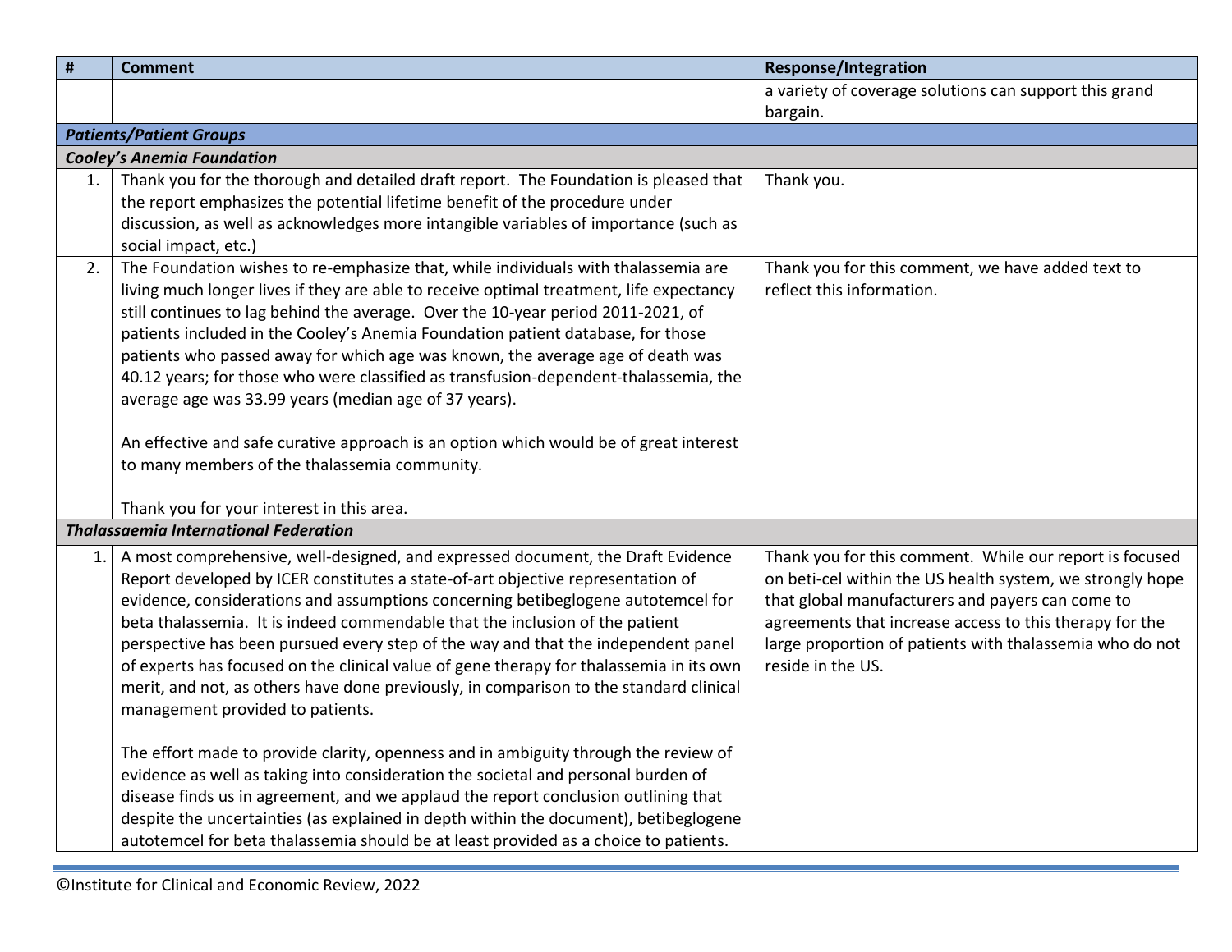| # | Comment | Response/Integration |
|---|---|---|
| | | a variety of coverage solutions can support this grand bargain. |
| ***Patients/Patient Groups*** | | |
| ***Cooley's Anemia Foundation*** | | |
| 1. | Thank you for the thorough and detailed draft report. The Foundation is pleased that the report emphasizes the potential lifetime benefit of the procedure under discussion, as well as acknowledges more intangible variables of importance (such as social impact, etc.) | Thank you. |
| 2. | The Foundation wishes to re-emphasize that, while individuals with thalassemia are living much longer lives if they are able to receive optimal treatment, life expectancy still continues to lag behind the average. Over the 10-year period 2011-2021, of patients included in the Cooley's Anemia Foundation patient database, for those patients who passed away for which age was known, the average age of death was 40.12 years; for those who were classified as transfusion-dependent-thalassemia, the average age was 33.99 years (median age of 37 years).<br><br>An effective and safe curative approach is an option which would be of great interest to many members of the thalassemia community.<br><br>Thank you for your interest in this area. | Thank you for this comment, we have added text to reflect this information. |
| ***Thalassaemia International Federation*** | | |
| 1. | A most comprehensive, well-designed, and expressed document, the Draft Evidence Report developed by ICER constitutes a state-of-art objective representation of evidence, considerations and assumptions concerning betibeglogene autotemcel for beta thalassemia. It is indeed commendable that the inclusion of the patient perspective has been pursued every step of the way and that the independent panel of experts has focused on the clinical value of gene therapy for thalassemia in its own merit, and not, as others have done previously, in comparison to the standard clinical management provided to patients.<br><br>The effort made to provide clarity, openness and in ambiguity through the review of evidence as well as taking into consideration the societal and personal burden of disease finds us in agreement, and we applaud the report conclusion outlining that despite the uncertainties (as explained in depth within the document), betibeglogene autotemcel for beta thalassemia should be at least provided as a choice to patients. | Thank you for this comment. While our report is focused on beti-cel within the US health system, we strongly hope that global manufacturers and payers can come to agreements that increase access to this therapy for the large proportion of patients with thalassemia who do not reside in the US. |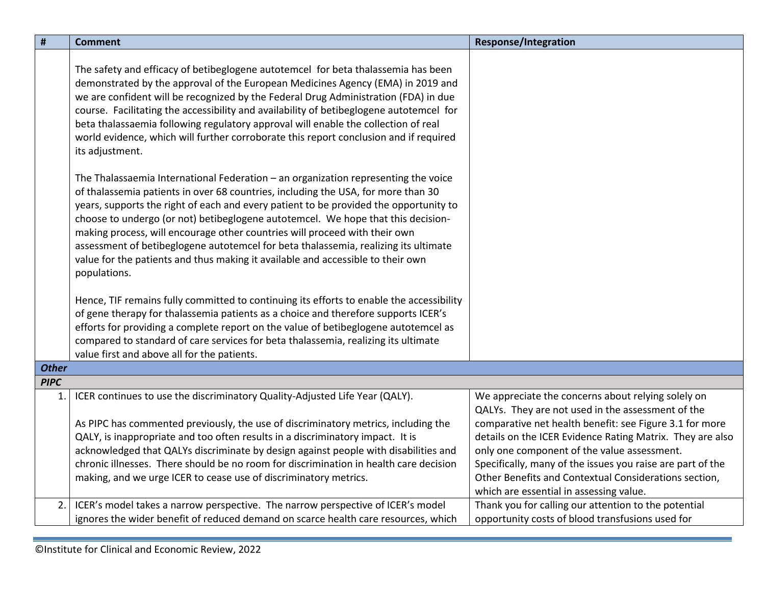| # | Comment | Response/Integration |
|---|---|---|
| | The safety and efficacy of betibeglogene autotemcel for beta thalassemia has been demonstrated by the approval of the European Medicines Agency (EMA) in 2019 and we are confident will be recognized by the Federal Drug Administration (FDA) in due course. Facilitating the accessibility and availability of betibeglogene autotemcel for beta thalassaemia following regulatory approval will enable the collection of real world evidence, which will further corroborate this report conclusion and if required its adjustment.<br><br>The Thalassaemia International Federation – an organization representing the voice of thalassemia patients in over 68 countries, including the USA, for more than 30 years, supports the right of each and every patient to be provided the opportunity to choose to undergo (or not) betibeglogene autotemcel. We hope that this decision-making process, will encourage other countries will proceed with their own assessment of betibeglogene autotemcel for beta thalassemia, realizing its ultimate value for the patients and thus making it available and accessible to their own populations.<br><br>Hence, TIF remains fully committed to continuing its efforts to enable the accessibility of gene therapy for thalassemia patients as a choice and therefore supports ICER's efforts for providing a complete report on the value of betibeglogene autotemcel as compared to standard of care services for beta thalassemia, realizing its ultimate value first and above all for the patients. | |
| ***Other*** | | |
| ***PIPC*** | | |
| 1. | ICER continues to use the discriminatory Quality-Adjusted Life Year (QALY).<br><br>As PIPC has commented previously, the use of discriminatory metrics, including the QALY, is inappropriate and too often results in a discriminatory impact. It is acknowledged that QALYs discriminate by design against people with disabilities and chronic illnesses. There should be no room for discrimination in health care decision making, and we urge ICER to cease use of discriminatory metrics. | We appreciate the concerns about relying solely on QALYs. They are not used in the assessment of the comparative net health benefit: see Figure 3.1 for more details on the ICER Evidence Rating Matrix. They are also only one component of the value assessment. Specifically, many of the issues you raise are part of the Other Benefits and Contextual Considerations section, which are essential in assessing value. |
| 2. | ICER's model takes a narrow perspective. The narrow perspective of ICER's model ignores the wider benefit of reduced demand on scarce health care resources, which | Thank you for calling our attention to the potential opportunity costs of blood transfusions used for |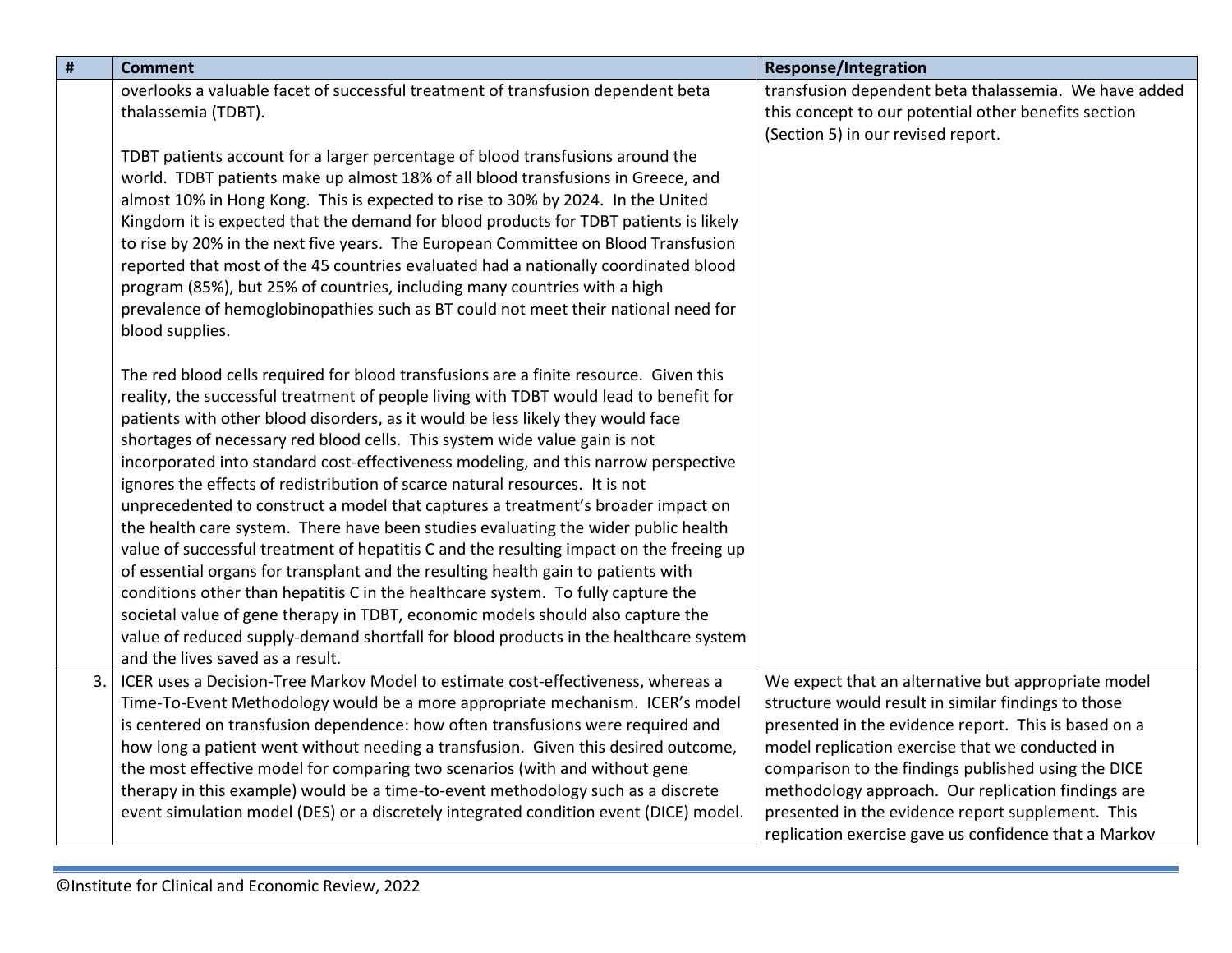| # | Comment | Response/Integration |
|---|---|---|
| | overlooks a valuable facet of successful treatment of transfusion dependent beta thalassemia (TDBT).<br><br>TDBT patients account for a larger percentage of blood transfusions around the world. TDBT patients make up almost 18% of all blood transfusions in Greece, and almost 10% in Hong Kong. This is expected to rise to 30% by 2024. In the United Kingdom it is expected that the demand for blood products for TDBT patients is likely to rise by 20% in the next five years. The European Committee on Blood Transfusion reported that most of the 45 countries evaluated had a nationally coordinated blood program (85%), but 25% of countries, including many countries with a high prevalence of hemoglobinopathies such as BT could not meet their national need for blood supplies.<br><br>The red blood cells required for blood transfusions are a finite resource. Given this reality, the successful treatment of people living with TDBT would lead to benefit for patients with other blood disorders, as it would be less likely they would face shortages of necessary red blood cells. This system wide value gain is not incorporated into standard cost-effectiveness modeling, and this narrow perspective ignores the effects of redistribution of scarce natural resources. It is not unprecedented to construct a model that captures a treatment's broader impact on the health care system. There have been studies evaluating the wider public health value of successful treatment of hepatitis C and the resulting impact on the freeing up of essential organs for transplant and the resulting health gain to patients with conditions other than hepatitis C in the healthcare system. To fully capture the societal value of gene therapy in TDBT, economic models should also capture the value of reduced supply-demand shortfall for blood products in the healthcare system and the lives saved as a result. | transfusion dependent beta thalassemia. We have added this concept to our potential other benefits section (Section 5) in our revised report. |
| 3. | ICER uses a Decision-Tree Markov Model to estimate cost-effectiveness, whereas a Time-To-Event Methodology would be a more appropriate mechanism. ICER's model is centered on transfusion dependence: how often transfusions were required and how long a patient went without needing a transfusion. Given this desired outcome, the most effective model for comparing two scenarios (with and without gene therapy in this example) would be a time-to-event methodology such as a discrete event simulation model (DES) or a discretely integrated condition event (DICE) model. | We expect that an alternative but appropriate model structure would result in similar findings to those presented in the evidence report. This is based on a model replication exercise that we conducted in comparison to the findings published using the DICE methodology approach. Our replication findings are presented in the evidence report supplement. This replication exercise gave us confidence that a Markov |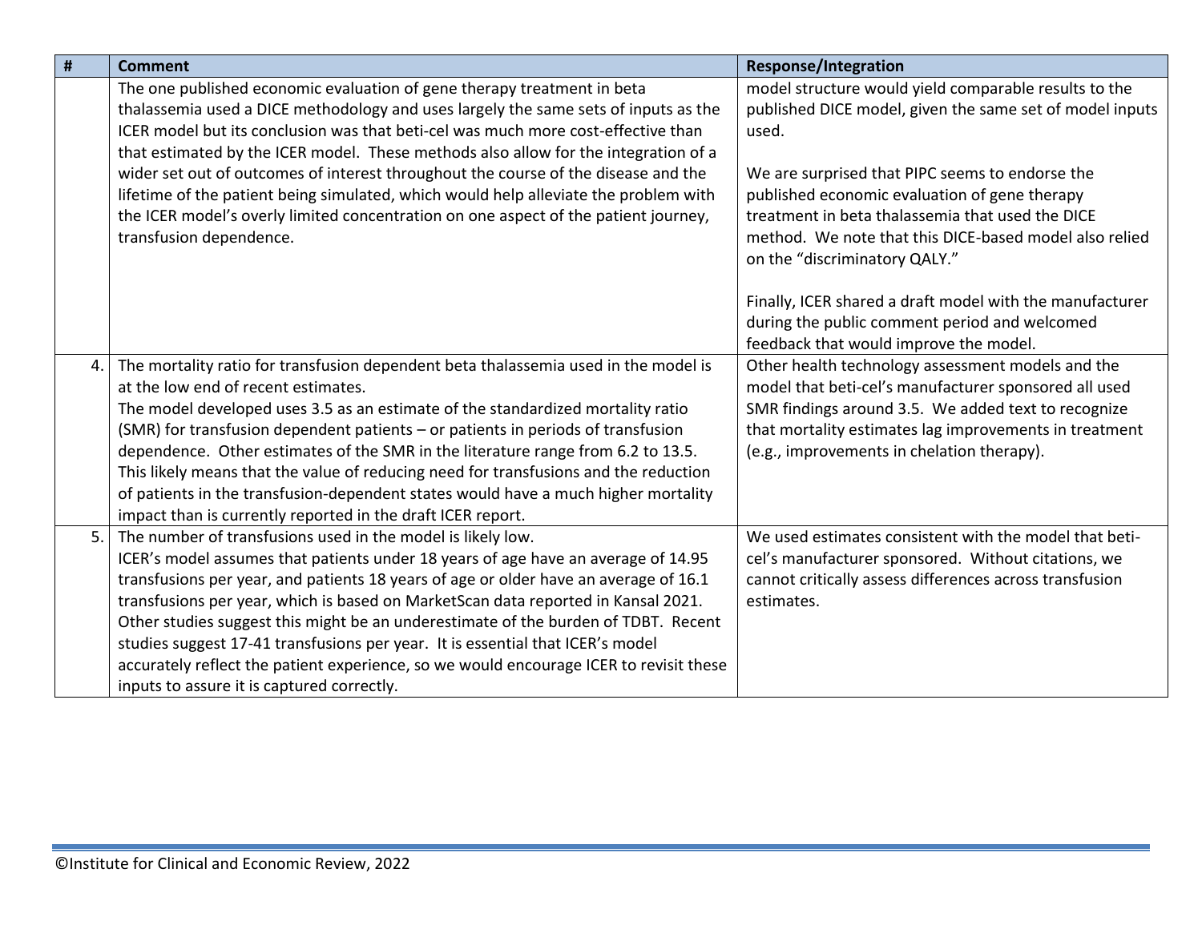| # | Comment | Response/Integration |
|---|---|---|
| | The one published economic evaluation of gene therapy treatment in beta thalassemia used a DICE methodology and uses largely the same sets of inputs as the ICER model but its conclusion was that beti-cel was much more cost-effective than that estimated by the ICER model. These methods also allow for the integration of a wider set out of outcomes of interest throughout the course of the disease and the lifetime of the patient being simulated, which would help alleviate the problem with the ICER model's overly limited concentration on one aspect of the patient journey, transfusion dependence. | model structure would yield comparable results to the published DICE model, given the same set of model inputs used.<br><br>We are surprised that PIPC seems to endorse the published economic evaluation of gene therapy treatment in beta thalassemia that used the DICE method. We note that this DICE-based model also relied on the "discriminatory QALY."<br><br>Finally, ICER shared a draft model with the manufacturer during the public comment period and welcomed feedback that would improve the model. |
| 4. | The mortality ratio for transfusion dependent beta thalassemia used in the model is at the low end of recent estimates.<br>The model developed uses 3.5 as an estimate of the standardized mortality ratio (SMR) for transfusion dependent patients – or patients in periods of transfusion dependence. Other estimates of the SMR in the literature range from 6.2 to 13.5. This likely means that the value of reducing need for transfusions and the reduction of patients in the transfusion-dependent states would have a much higher mortality impact than is currently reported in the draft ICER report. | Other health technology assessment models and the model that beti-cel's manufacturer sponsored all used SMR findings around 3.5. We added text to recognize that mortality estimates lag improvements in treatment (e.g., improvements in chelation therapy). |
| 5. | The number of transfusions used in the model is likely low.<br>ICER's model assumes that patients under 18 years of age have an average of 14.95 transfusions per year, and patients 18 years of age or older have an average of 16.1 transfusions per year, which is based on MarketScan data reported in Kansal 2021. Other studies suggest this might be an underestimate of the burden of TDBT. Recent studies suggest 17-41 transfusions per year. It is essential that ICER's model accurately reflect the patient experience, so we would encourage ICER to revisit these inputs to assure it is captured correctly. | We used estimates consistent with the model that beti-cel's manufacturer sponsored. Without citations, we cannot critically assess differences across transfusion estimates. |

©Institute for Clinical and Economic Review, 2022